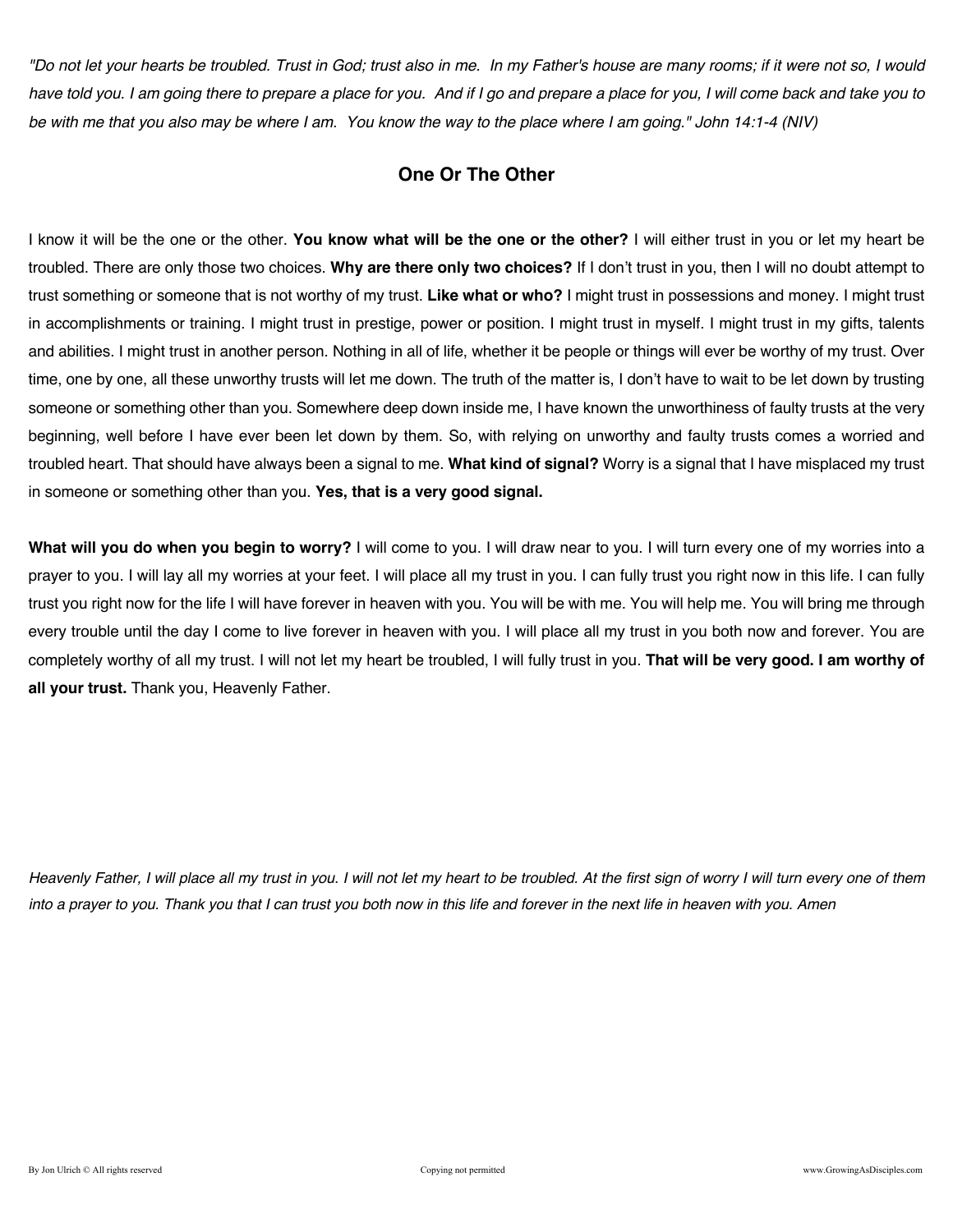*"Do not let your hearts be troubled. Trust in God; trust also in me. In my Father's house are many rooms; if it were not so, I would have told you. I am going there to prepare a place for you. And if I go and prepare a place for you, I will come back and take you to be with me that you also may be where I am. You know the way to the place where I am going." John 14:1-4 (NIV)*

## One Or The Other

I know it will be the one or the other. **You know what will be the one or the other?** I will either trust in you or let my heart be troubled. There are only those two choices. **Why are there only two choices?** If I don't trust in you, then I will no doubt attempt to trust something or someone that is not worthy of my trust. **Like what or who?** I might trust in possessions and money. I might trust in accomplishments or training. I might trust in prestige, power or position. I might trust in myself. I might trust in my gifts, talents and abilities. I might trust in another person. Nothing in all of life, whether it be people or things will ever be worthy of my trust. Over time, one by one, all these unworthy trusts will let me down. The truth of the matter is, I don't have to wait to be let down by trusting someone or something other than you. Somewhere deep down inside me, I have known the unworthiness of faulty trusts at the very beginning, well before I have ever been let down by them. So, with relying on unworthy and faulty trusts comes a worried and troubled heart. That should have always been a signal to me. **What kind of signal?** Worry is a signal that I have misplaced my trust in someone or something other than you. **Yes, that is a very good signal.**

**What will you do when you begin to worry?** I will come to you. I will draw near to you. I will turn every one of my worries into a prayer to you. I will lay all my worries at your feet. I will place all my trust in you. I can fully trust you right now in this life. I can fully trust you right now for the life I will have forever in heaven with you. You will be with me. You will help me. You will bring me through every trouble until the day I come to live forever in heaven with you. I will place all my trust in you both now and forever. You are completely worthy of all my trust. I will not let my heart be troubled, I will fully trust in you. **That will be very good. I am worthy of all your trust.** Thank you, Heavenly Father.

*Heavenly Father, I will place all my trust in you. I will not let my heart to be troubled. At the first sign of worry I will turn every one of them into a prayer to you. Thank you that I can trust you both now in this life and forever in the next life in heaven with you. Amen*

By Jon Ulrich © All rights reserved — Copying not permitted — www.GrowingAsDisciples.com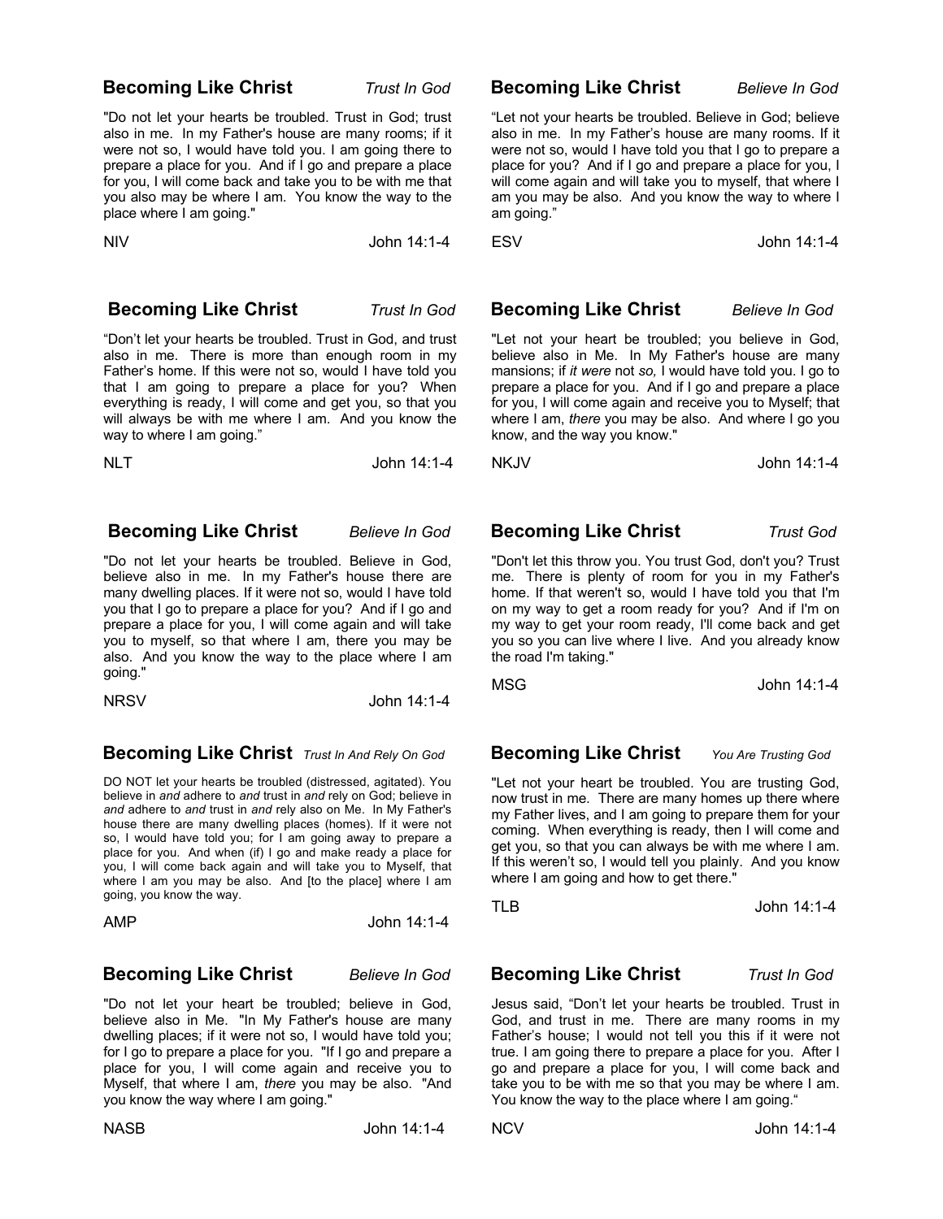## Becoming Like Christ *Trust In God*

"Do not let your hearts be troubled. Trust in God; trust also in me. In my Father's house are many rooms; if it were not so, I would have told you. I am going there to prepare a place for you. And if I go and prepare a place for you, I will come back and take you to be with me that you also may be where I am. You know the way to the place where I am going."

NIV John 14:1-4

## Becoming Like Christ *Believe In God*

"Let not your hearts be troubled. Believe in God; believe also in me. In my Father's house are many rooms. If it were not so, would I have told you that I go to prepare a place for you? And if I go and prepare a place for you, I will come again and will take you to myself, that where I am you may be also. And you know the way to where I am going."

ESV John 14:1-4

## Becoming Like Christ *Trust In God*

"Don't let your hearts be troubled. Trust in God, and trust also in me. There is more than enough room in my Father's home. If this were not so, would I have told you that I am going to prepare a place for you? When everything is ready, I will come and get you, so that you will always be with me where I am. And you know the way to where I am going."

NLT John 14:1-4

## Becoming Like Christ *Believe In God*

"Let not your heart be troubled; you believe in God, believe also in Me. In My Father's house are many mansions; if *it were* not *so,* I would have told you. I go to prepare a place for you. And if I go and prepare a place for you, I will come again and receive you to Myself; that where I am, *there* you may be also. And where I go you know, and the way you know."

NKJV John 14:1-4

## Becoming Like Christ *Believe In God*

"Do not let your hearts be troubled. Believe in God, believe also in me. In my Father's house there are many dwelling places. If it were not so, would I have told you that I go to prepare a place for you? And if I go and prepare a place for you, I will come again and will take you to myself, so that where I am, there you may be also. And you know the way to the place where I am going."

NRSV John 14:1-4

## Becoming Like Christ *Trust God*

"Don't let this throw you. You trust God, don't you? Trust me. There is plenty of room for you in my Father's home. If that weren't so, would I have told you that I'm on my way to get a room ready for you? And if I'm on my way to get your room ready, I'll come back and get you so you can live where I live. And you already know the road I'm taking."

MSG John 14:1-4

## Becoming Like Christ *Trust In And Rely On God*

DO NOT let your hearts be troubled (distressed, agitated). You believe in *and* adhere to *and* trust in *and* rely on God; believe in *and* adhere to *and* trust in *and* rely also on Me. In My Father's house there are many dwelling places (homes). If it were not so, I would have told you; for I am going away to prepare a place for you. And when (if) I go and make ready a place for you, I will come back again and will take you to Myself, that where I am you may be also. And [to the place] where I am going, you know the way.

AMP John 14:1-4

## Becoming Like Christ *You Are Trusting God*

"Let not your heart be troubled. You are trusting God, now trust in me. There are many homes up there where my Father lives, and I am going to prepare them for your coming. When everything is ready, then I will come and get you, so that you can always be with me where I am. If this weren't so, I would tell you plainly. And you know where I am going and how to get there."

TLB John 14:1-4

## Becoming Like Christ *Believe In God*

"Do not let your heart be troubled; believe in God, believe also in Me. "In My Father's house are many dwelling places; if it were not so, I would have told you; for I go to prepare a place for you. "If I go and prepare a place for you, I will come again and receive you to Myself, that where I am, *there* you may be also. "And you know the way where I am going."

NASB John 14:1-4

## Becoming Like Christ *Trust In God*

Jesus said, "Don't let your hearts be troubled. Trust in God, and trust in me. There are many rooms in my Father's house; I would not tell you this if it were not true. I am going there to prepare a place for you. After I go and prepare a place for you, I will come back and take you to be with me so that you may be where I am. You know the way to the place where I am going."

NCV John 14:1-4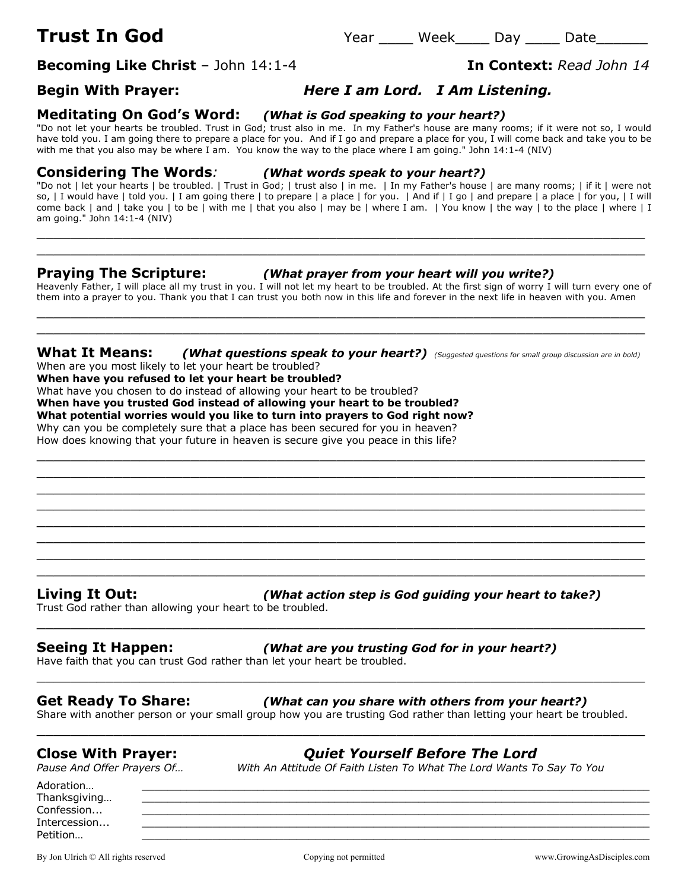# Trust In God

Year ____ Week____ Day ____ Date______

**Becoming Like Christ** – John 14:1-4

**In Context:** *Read John 14*

**Begin With Prayer:** ***Here I am Lord. I Am Listening.***

## Meditating On God's Word: *(What is God speaking to your heart?)*

"Do not let your hearts be troubled. Trust in God; trust also in me. In my Father's house are many rooms; if it were not so, I would have told you. I am going there to prepare a place for you. And if I go and prepare a place for you, I will come back and take you to be with me that you also may be where I am. You know the way to the place where I am going." John 14:1-4 (NIV)

## Considering The Words*:* *(What words speak to your heart?)*

"Do not | let your hearts | be troubled. | Trust in God; | trust also | in me. | In my Father's house | are many rooms; | if it | were not so, | I would have | told you. | I am going there | to prepare | a place | for you. | And if | I go | and prepare | a place | for you, | I will come back | and | take you | to be | with me | that you also | may be | where I am. | You know | the way | to the place | where | I am going." John 14:1-4 (NIV)

______________________________________________________________________________

______________________________________________________________________________

## Praying The Scripture: *(What prayer from your heart will you write?)*

Heavenly Father, I will place all my trust in you. I will not let my heart to be troubled. At the first sign of worry I will turn every one of them into a prayer to you. Thank you that I can trust you both now in this life and forever in the next life in heaven with you. Amen

______________________________________________________________________________

______________________________________________________________________________

## What It Means: *(What questions speak to your heart?)* *(Suggested questions for small group discussion are in bold)*

When are you most likely to let your heart be troubled?
**When have you refused to let your heart be troubled?**
What have you chosen to do instead of allowing your heart to be troubled?
**When have you trusted God instead of allowing your heart to be troubled?**
**What potential worries would you like to turn into prayers to God right now?**
Why can you be completely sure that a place has been secured for you in heaven?
How does knowing that your future in heaven is secure give you peace in this life?

______________________________________________________________________________

______________________________________________________________________________

______________________________________________________________________________

______________________________________________________________________________

______________________________________________________________________________

______________________________________________________________________________

______________________________________________________________________________

______________________________________________________________________________

## Living It Out: *(What action step is God guiding your heart to take?)*

Trust God rather than allowing your heart to be troubled.

______________________________________________________________________________

## Seeing It Happen: *(What are you trusting God for in your heart?)*

Have faith that you can trust God rather than let your heart be troubled.

______________________________________________________________________________

## Get Ready To Share: *(What can you share with others from your heart?)*

Share with another person or your small group how you are trusting God rather than letting your heart be troubled.

______________________________________________________________________________

## Close With Prayer: *Quiet Yourself Before The Lord*

*Pause And Offer Prayers Of…* *With An Attitude Of Faith Listen To What The Lord Wants To Say To You*

Adoration… ______________________________________________________________

Thanksgiving… ___________________________________________________________

Confession... _____________________________________________________________

Intercession... ____________________________________________________________

Petition… _______________________________________________________________

By Jon Ulrich © All rights reserved Copying not permitted www.GrowingAsDisciples.com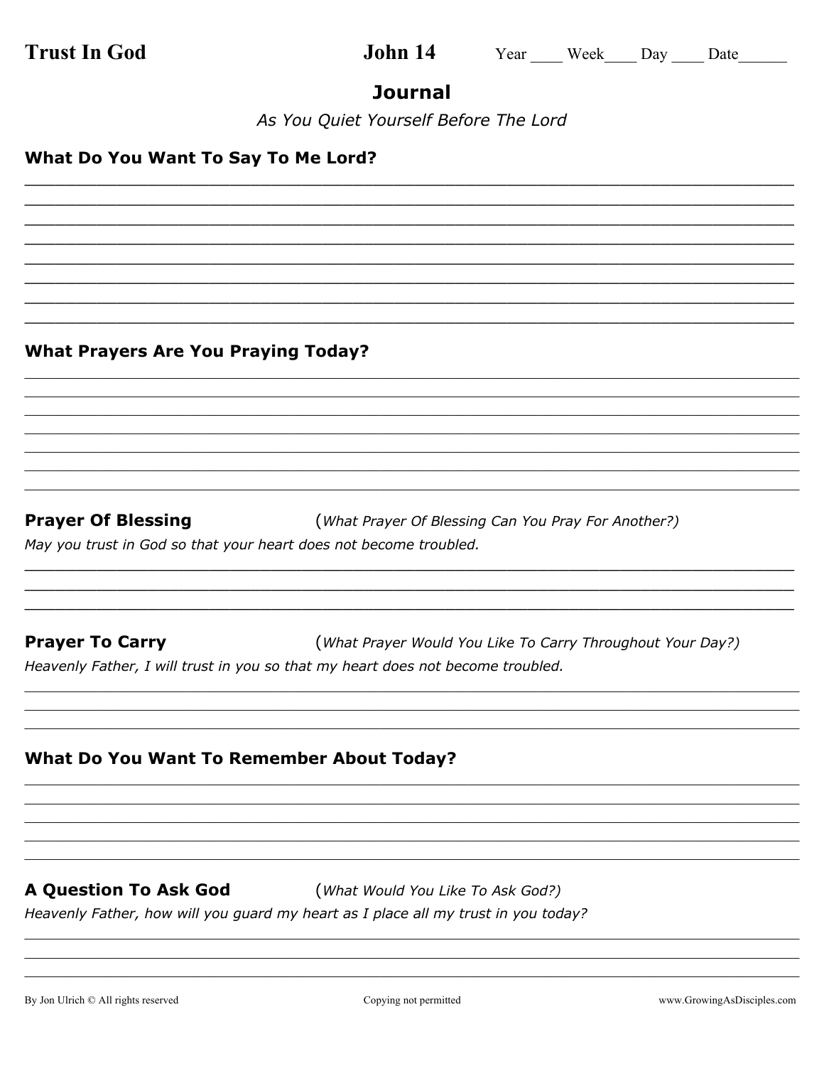**Trust In God** **John 14** Year ____ Week____ Day ____ Date______

## Journal

*As You Quiet Yourself Before The Lord*

### What Do You Want To Say To Me Lord?

________________________________________________________________________________
________________________________________________________________________________
________________________________________________________________________________
________________________________________________________________________________
________________________________________________________________________________
________________________________________________________________________________
________________________________________________________________________________
________________________________________________________________________________

### What Prayers Are You Praying Today?

________________________________________________________________________________
________________________________________________________________________________
________________________________________________________________________________
________________________________________________________________________________
________________________________________________________________________________
________________________________________________________________________________
________________________________________________________________________________

### Prayer Of Blessing

(*What Prayer Of Blessing Can You Pray For Another?)*

*May you trust in God so that your heart does not become troubled.*

________________________________________________________________________________
________________________________________________________________________________
________________________________________________________________________________

### Prayer To Carry

(*What Prayer Would You Like To Carry Throughout Your Day?)*

*Heavenly Father, I will trust in you so that my heart does not become troubled.*

________________________________________________________________________________
________________________________________________________________________________
________________________________________________________________________________

### What Do You Want To Remember About Today?

________________________________________________________________________________
________________________________________________________________________________
________________________________________________________________________________
________________________________________________________________________________
________________________________________________________________________________

### A Question To Ask God

(*What Would You Like To Ask God?)*

*Heavenly Father, how will you guard my heart as I place all my trust in you today?*

________________________________________________________________________________
________________________________________________________________________________
________________________________________________________________________________

By Jon Ulrich © All rights reserved Copying not permitted www.GrowingAsDisciples.com